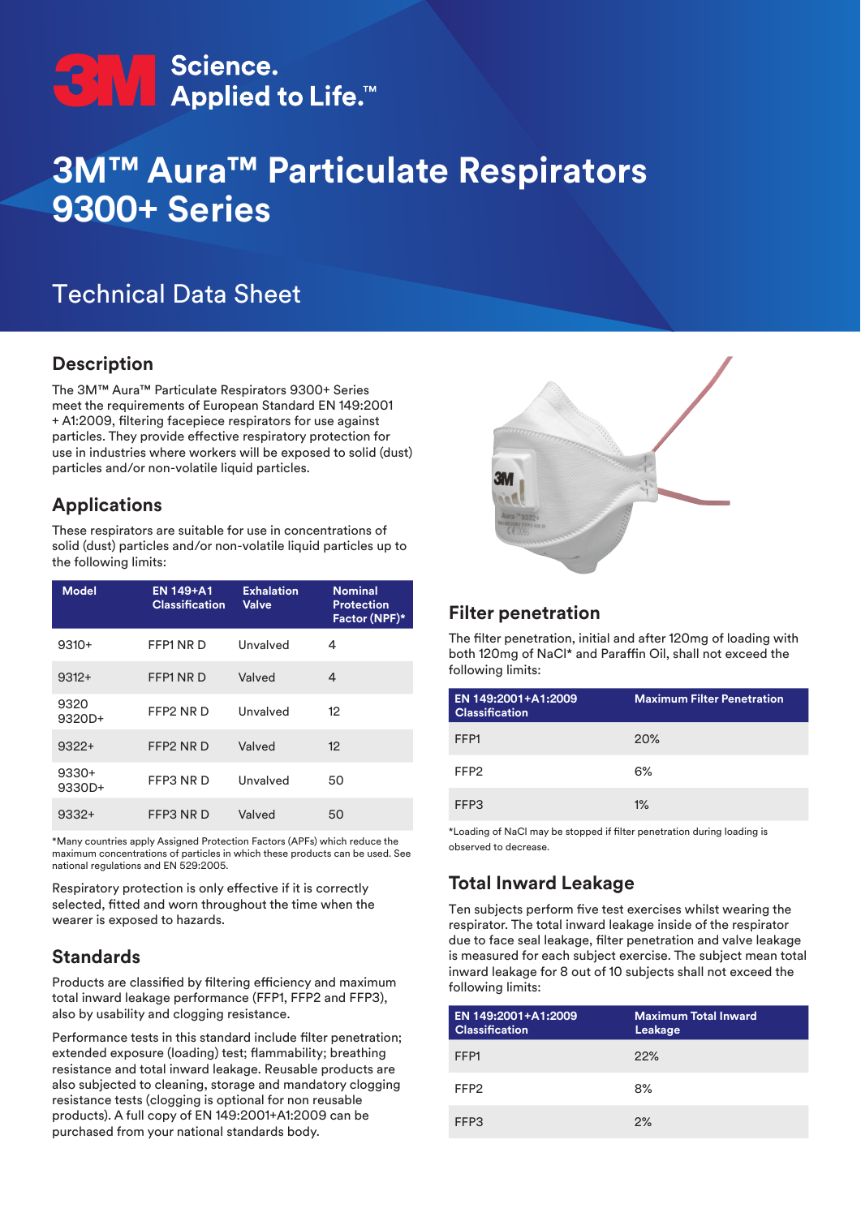3M Science. Applied to Life.™

# 3M™ Aura™ Particulate Respirators 9300+ Series

## Technical Data Sheet

## Description

The 3M™ Aura™ Particulate Respirators 9300+ Series meet the requirements of European Standard EN 149:2001 + A1:2009, filtering facepiece respirators for use against particles. They provide effective respiratory protection for use in industries where workers will be exposed to solid (dust) particles and/or non-volatile liquid particles.

## Applications

These respirators are suitable for use in concentrations of solid (dust) particles and/or non-volatile liquid particles up to the following limits:

| Model | EN 149+A1 Classification | Exhalation Valve | Nominal Protection Factor (NPF)* |
|---|---|---|---|
| 9310+ | FFP1 NR D | Unvalved | 4 |
| 9312+ | FFP1 NR D | Valved | 4 |
| 9320<br>9320D+ | FFP2 NR D | Unvalved | 12 |
| 9322+ | FFP2 NR D | Valved | 12 |
| 9330+<br>9330D+ | FFP3 NR D | Unvalved | 50 |
| 9332+ | FFP3 NR D | Valved | 50 |

*Many countries apply Assigned Protection Factors (APFs) which reduce the maximum concentrations of particles in which these products can be used. See national regulations and EN 529:2005.

Respiratory protection is only effective if it is correctly selected, fitted and worn throughout the time when the wearer is exposed to hazards.

## Standards

Products are classified by filtering efficiency and maximum total inward leakage performance (FFP1, FFP2 and FFP3), also by usability and clogging resistance.

Performance tests in this standard include filter penetration; extended exposure (loading) test; flammability; breathing resistance and total inward leakage. Reusable products are also subjected to cleaning, storage and mandatory clogging resistance tests (clogging is optional for non reusable products). A full copy of EN 149:2001+A1:2009 can be purchased from your national standards body.

## Filter penetration

The filter penetration, initial and after 120mg of loading with both 120mg of NaCl* and Paraffin Oil, shall not exceed the following limits:

| EN 149:2001+A1:2009 Classification | Maximum Filter Penetration |
|---|---|
| FFP1 | 20% |
| FFP2 | 6% |
| FFP3 | 1% |

*Loading of NaCl may be stopped if filter penetration during loading is observed to decrease.

## Total Inward Leakage

Ten subjects perform five test exercises whilst wearing the respirator. The total inward leakage inside of the respirator due to face seal leakage, filter penetration and valve leakage is measured for each subject exercise. The subject mean total inward leakage for 8 out of 10 subjects shall not exceed the following limits:

| EN 149:2001+A1:2009 Classification | Maximum Total Inward Leakage |
|---|---|
| FFP1 | 22% |
| FFP2 | 8% |
| FFP3 | 2% |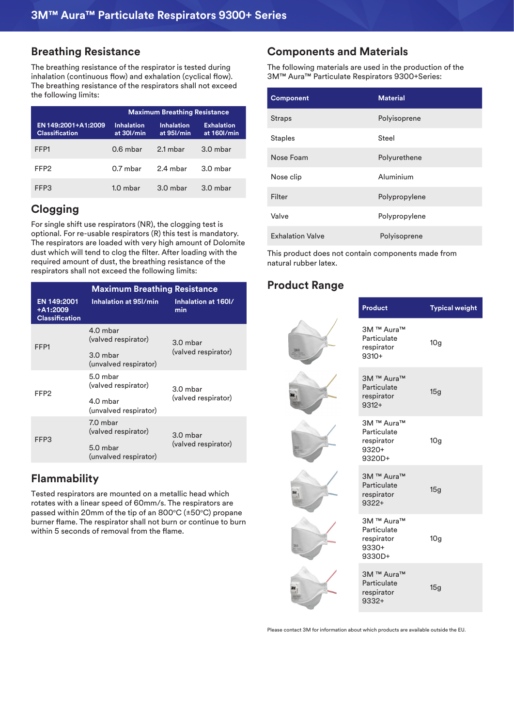## Breathing Resistance

The breathing resistance of the respirator is tested during inhalation (continuous flow) and exhalation (cyclical flow). The breathing resistance of the respirators shall not exceed the following limits:

| | Maximum Breathing Resistance | | |
|---|---|---|---|
| EN 149:2001+A1:2009 Classification | Inhalation at 30l/min | Inhalation at 95l/min | Exhalation at 160l/min |
| FFP1 | 0.6 mbar | 2.1 mbar | 3.0 mbar |
| FFP2 | 0.7 mbar | 2.4 mbar | 3.0 mbar |
| FFP3 | 1.0 mbar | 3.0 mbar | 3.0 mbar |

## Clogging

For single shift use respirators (NR), the clogging test is optional. For re-usable respirators (R) this test is mandatory. The respirators are loaded with very high amount of Dolomite dust which will tend to clog the filter. After loading with the required amount of dust, the breathing resistance of the respirators shall not exceed the following limits:

| | Maximum Breathing Resistance | |
|---|---|---|
| EN 149:2001 +A1:2009 Classification | Inhalation at 95l/min | Inhalation at 160l/min |
| FFP1 | 4.0 mbar (valved respirator)<br>3.0 mbar (unvalved respirator) | 3.0 mbar (valved respirator) |
| FFP2 | 5.0 mbar (valved respirator)<br>4.0 mbar (unvalved respirator) | 3.0 mbar (valved respirator) |
| FFP3 | 7.0 mbar (valved respirator)<br>5.0 mbar (unvalved respirator) | 3.0 mbar (valved respirator) |

## Flammability

Tested respirators are mounted on a metallic head which rotates with a linear speed of 60mm/s. The respirators are passed within 20mm of the tip of an 800°C (±50°C) propane burner flame. The respirator shall not burn or continue to burn within 5 seconds of removal from the flame.

## Components and Materials

The following materials are used in the production of the 3M™ Aura™ Particulate Respirators 9300+Series:

| Component | Material |
|---|---|
| Straps | Polyisoprene |
| Staples | Steel |
| Nose Foam | Polyurethene |
| Nose clip | Aluminium |
| Filter | Polypropylene |
| Valve | Polypropylene |
| Exhalation Valve | Polyisoprene |

This product does not contain components made from natural rubber latex.

## Product Range

| Product | Typical weight |
|---|---|
| 3M ™ Aura™ Particulate respirator 9310+ | 10g |
| 3M ™ Aura™ Particulate respirator 9312+ | 15g |
| 3M ™ Aura™ Particulate respirator 9320+ 9320D+ | 10g |
| 3M ™ Aura™ Particulate respirator 9322+ | 15g |
| 3M ™ Aura™ Particulate respirator 9330+ 9330D+ | 10g |
| 3M ™ Aura™ Particulate respirator 9332+ | 15g |

Please contact 3M for information about which products are available outside the EU.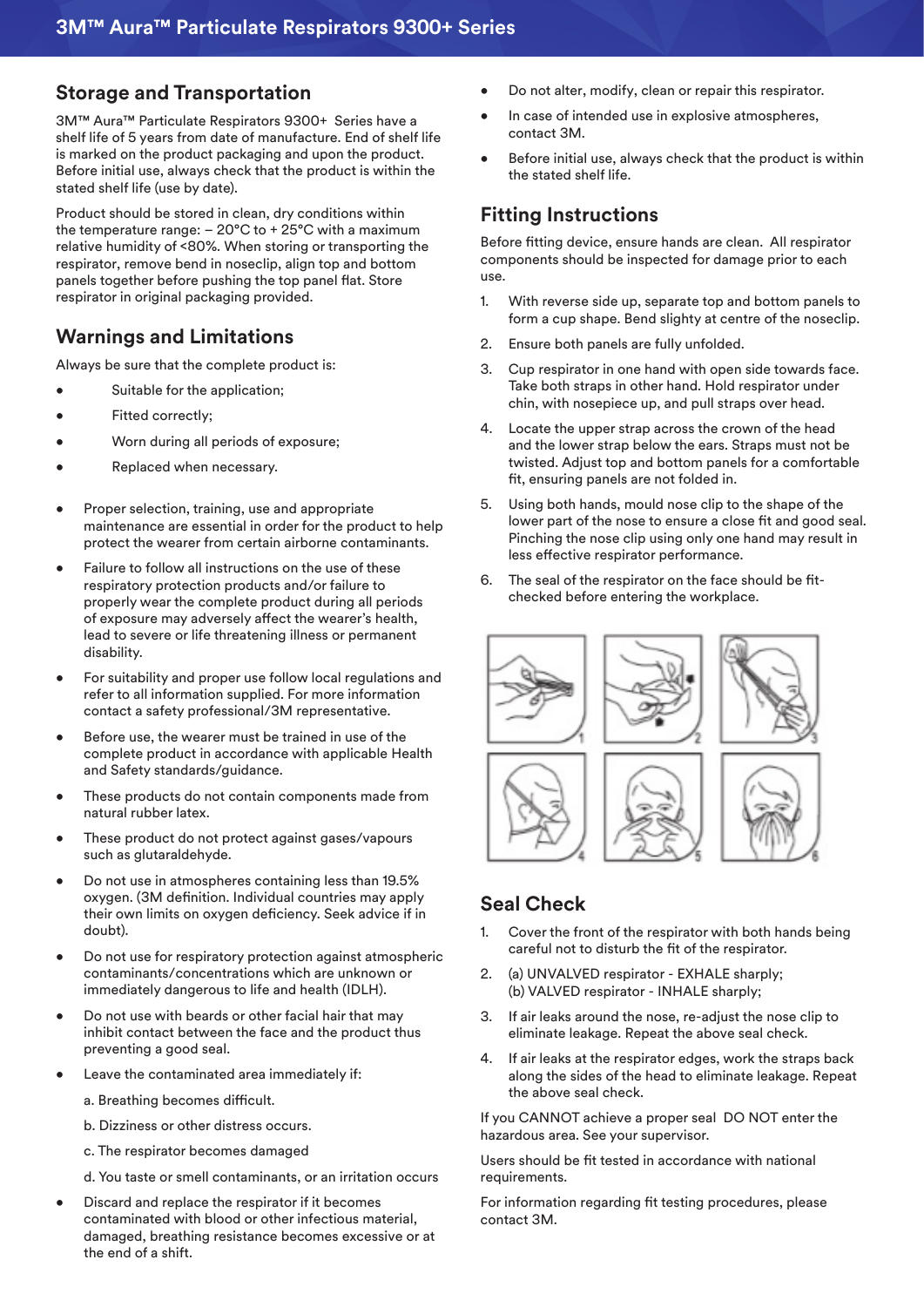## Storage and Transportation

3M™ Aura™ Particulate Respirators 9300+ Series have a shelf life of 5 years from date of manufacture. End of shelf life is marked on the product packaging and upon the product. Before initial use, always check that the product is within the stated shelf life (use by date).

Product should be stored in clean, dry conditions within the temperature range: – 20°C to + 25°C with a maximum relative humidity of <80%. When storing or transporting the respirator, remove bend in noseclip, align top and bottom panels together before pushing the top panel flat. Store respirator in original packaging provided.

## Warnings and Limitations

Always be sure that the complete product is:

- Suitable for the application;
- Fitted correctly;
- Worn during all periods of exposure;
- Replaced when necessary.

- Proper selection, training, use and appropriate maintenance are essential in order for the product to help protect the wearer from certain airborne contaminants.
- Failure to follow all instructions on the use of these respiratory protection products and/or failure to properly wear the complete product during all periods of exposure may adversely affect the wearer's health, lead to severe or life threatening illness or permanent disability.
- For suitability and proper use follow local regulations and refer to all information supplied. For more information contact a safety professional/3M representative.
- Before use, the wearer must be trained in use of the complete product in accordance with applicable Health and Safety standards/guidance.
- These products do not contain components made from natural rubber latex.
- These product do not protect against gases/vapours such as glutaraldehyde.
- Do not use in atmospheres containing less than 19.5% oxygen. (3M definition. Individual countries may apply their own limits on oxygen deficiency. Seek advice if in doubt).
- Do not use for respiratory protection against atmospheric contaminants/concentrations which are unknown or immediately dangerous to life and health (IDLH).
- Do not use with beards or other facial hair that may inhibit contact between the face and the product thus preventing a good seal.
- Leave the contaminated area immediately if:

  a. Breathing becomes difficult.

  b. Dizziness or other distress occurs.

  c. The respirator becomes damaged

  d. You taste or smell contaminants, or an irritation occurs
- Discard and replace the respirator if it becomes contaminated with blood or other infectious material, damaged, breathing resistance becomes excessive or at the end of a shift.
- Do not alter, modify, clean or repair this respirator.
- In case of intended use in explosive atmospheres, contact 3M.
- Before initial use, always check that the product is within the stated shelf life.

## Fitting Instructions

Before fitting device, ensure hands are clean. All respirator components should be inspected for damage prior to each use.

1. With reverse side up, separate top and bottom panels to form a cup shape. Bend slighty at centre of the noseclip.
2. Ensure both panels are fully unfolded.
3. Cup respirator in one hand with open side towards face. Take both straps in other hand. Hold respirator under chin, with nosepiece up, and pull straps over head.
4. Locate the upper strap across the crown of the head and the lower strap below the ears. Straps must not be twisted. Adjust top and bottom panels for a comfortable fit, ensuring panels are not folded in.
5. Using both hands, mould nose clip to the shape of the lower part of the nose to ensure a close fit and good seal. Pinching the nose clip using only one hand may result in less effective respirator performance.
6. The seal of the respirator on the face should be fit-checked before entering the workplace.

## Seal Check

1. Cover the front of the respirator with both hands being careful not to disturb the fit of the respirator.
2. (a) UNVALVED respirator - EXHALE sharply;
   (b) VALVED respirator - INHALE sharply;
3. If air leaks around the nose, re-adjust the nose clip to eliminate leakage. Repeat the above seal check.
4. If air leaks at the respirator edges, work the straps back along the sides of the head to eliminate leakage. Repeat the above seal check.

If you CANNOT achieve a proper seal DO NOT enter the hazardous area. See your supervisor.

Users should be fit tested in accordance with national requirements.

For information regarding fit testing procedures, please contact 3M.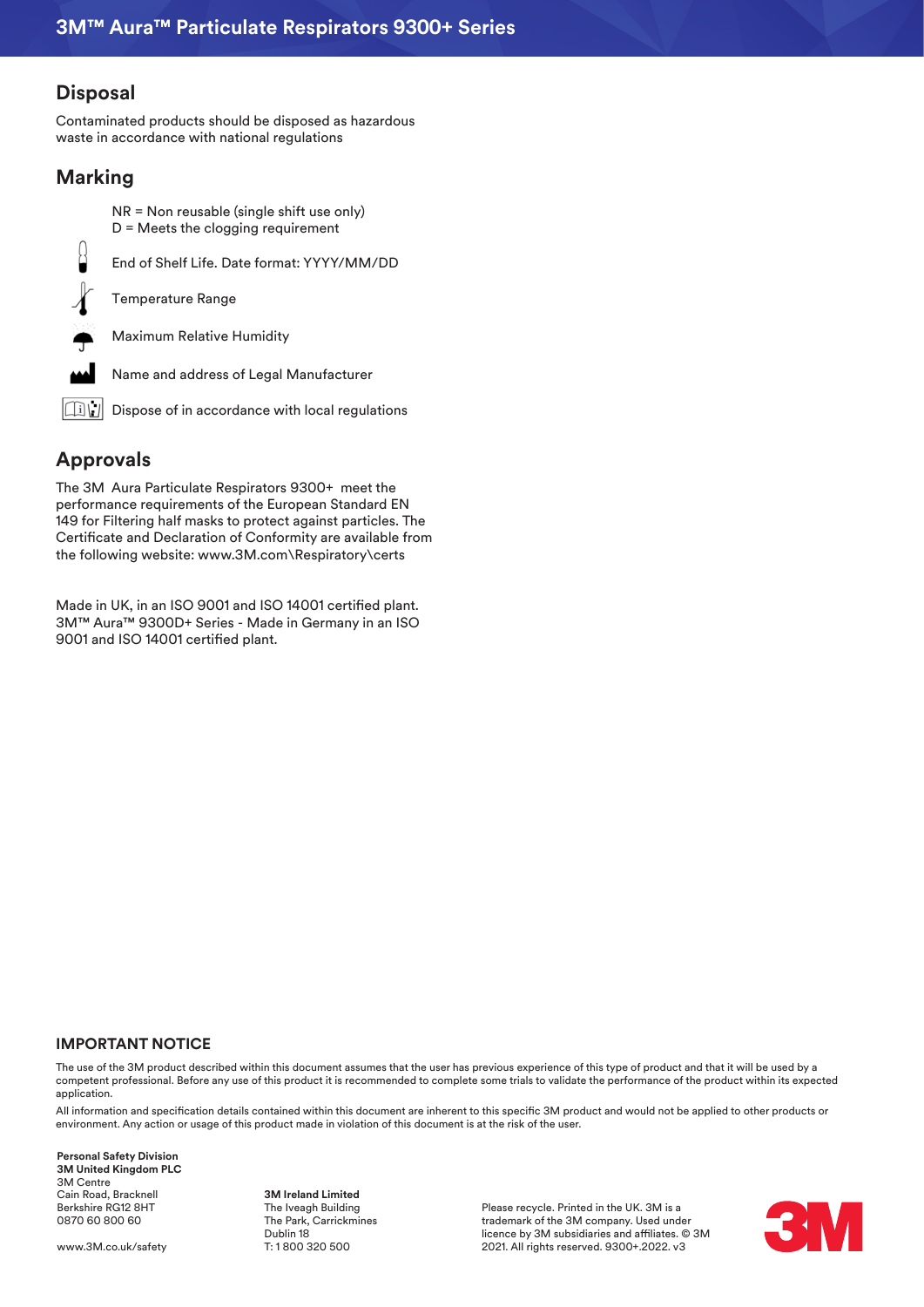## Disposal

Contaminated products should be disposed as hazardous waste in accordance with national regulations

## Marking

NR = Non reusable (single shift use only)
D = Meets the clogging requirement

End of Shelf Life. Date format: YYYY/MM/DD

Temperature Range

Maximum Relative Humidity

Name and address of Legal Manufacturer

Dispose of in accordance with local regulations

## Approvals

The 3M Aura Particulate Respirators 9300+ meet the performance requirements of the European Standard EN 149 for Filtering half masks to protect against particles. The Certificate and Declaration of Conformity are available from the following website: www.3M.com\Respiratory\certs

Made in UK, in an ISO 9001 and ISO 14001 certified plant. 3M™ Aura™ 9300D+ Series - Made in Germany in an ISO 9001 and ISO 14001 certified plant.

### IMPORTANT NOTICE

The use of the 3M product described within this document assumes that the user has previous experience of this type of product and that it will be used by a competent professional. Before any use of this product it is recommended to complete some trials to validate the performance of the product within its expected application.

All information and specification details contained within this document are inherent to this specific 3M product and would not be applied to other products or environment. Any action or usage of this product made in violation of this document is at the risk of the user.

**Personal Safety Division**
**3M United Kingdom PLC**
3M Centre
Cain Road, Bracknell
Berkshire RG12 8HT
0870 60 800 60

www.3M.co.uk/safety

**3M Ireland Limited**
The Iveagh Building
The Park, Carrickmines
Dublin 18
T: 1 800 320 500

Please recycle. Printed in the UK. 3M is a trademark of the 3M company. Used under licence by 3M subsidiaries and affiliates. © 3M 2021. All rights reserved. 9300+.2022. v3